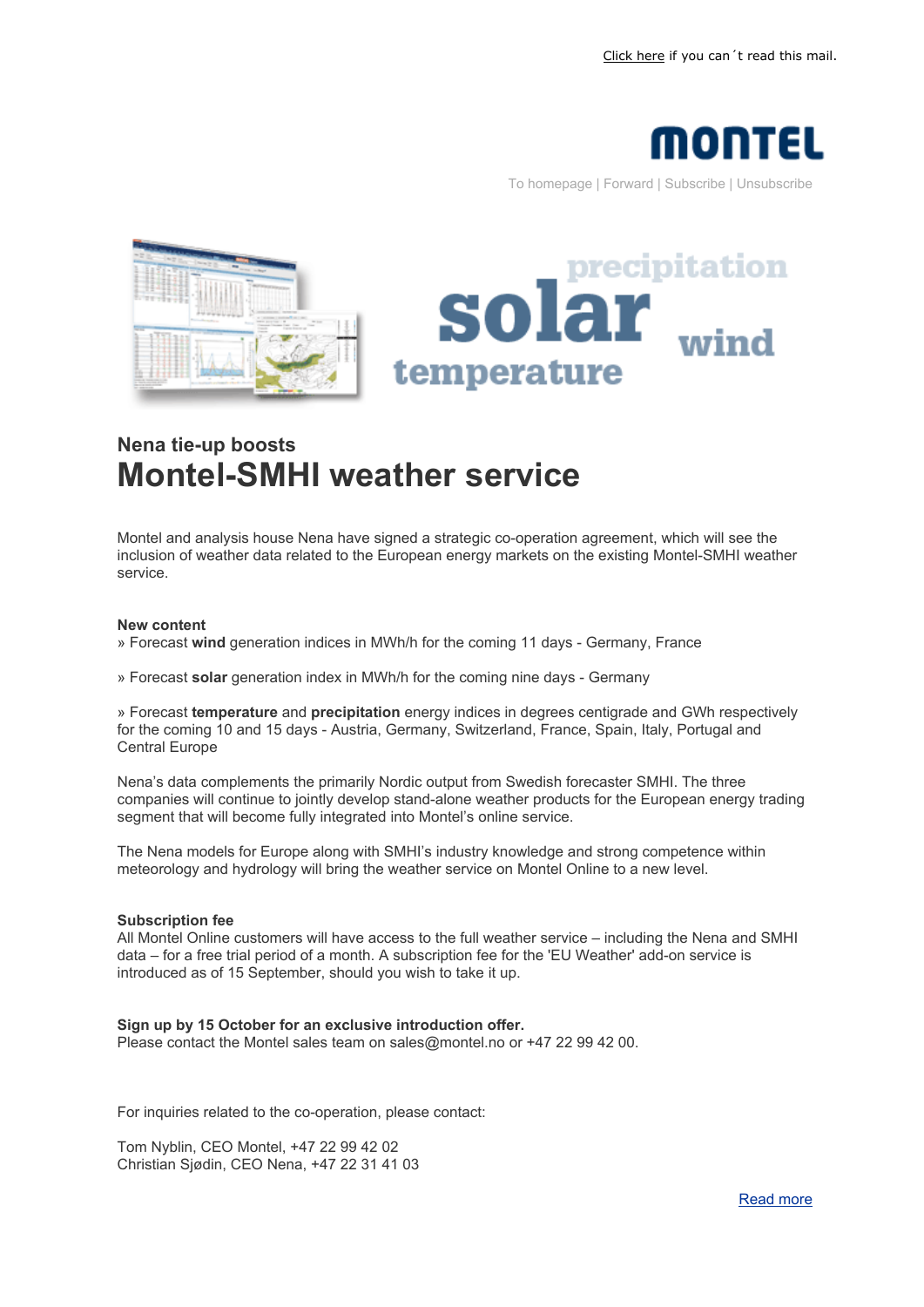Click here if you can´t read this mail.

MONTEL

To homepage | Forward | Subscribe | Unsubscribe

precipitation solar wind temperature

### Nena tie-up boosts

# Montel-SMHI weather service

Montel and analysis house Nena have signed a strategic co-operation agreement, which will see the inclusion of weather data related to the European energy markets on the existing Montel-SMHI weather service.

**New content**

» Forecast **wind** generation indices in MWh/h for the coming 11 days - Germany, France

» Forecast **solar** generation index in MWh/h for the coming nine days - Germany

» Forecast **temperature** and **precipitation** energy indices in degrees centigrade and GWh respectively for the coming 10 and 15 days - Austria, Germany, Switzerland, France, Spain, Italy, Portugal and Central Europe

Nena's data complements the primarily Nordic output from Swedish forecaster SMHI. The three companies will continue to jointly develop stand-alone weather products for the European energy trading segment that will become fully integrated into Montel's online service.

The Nena models for Europe along with SMHI's industry knowledge and strong competence within meteorology and hydrology will bring the weather service on Montel Online to a new level.

**Subscription fee**

All Montel Online customers will have access to the full weather service – including the Nena and SMHI data – for a free trial period of a month. A subscription fee for the 'EU Weather' add-on service is introduced as of 15 September, should you wish to take it up.

**Sign up by 15 October for an exclusive introduction offer.**

Please contact the Montel sales team on sales@montel.no or +47 22 99 42 00.

For inquiries related to the co-operation, please contact:

Tom Nyblin, CEO Montel, +47 22 99 42 02

Christian Sjødin, CEO Nena, +47 22 31 41 03

Read more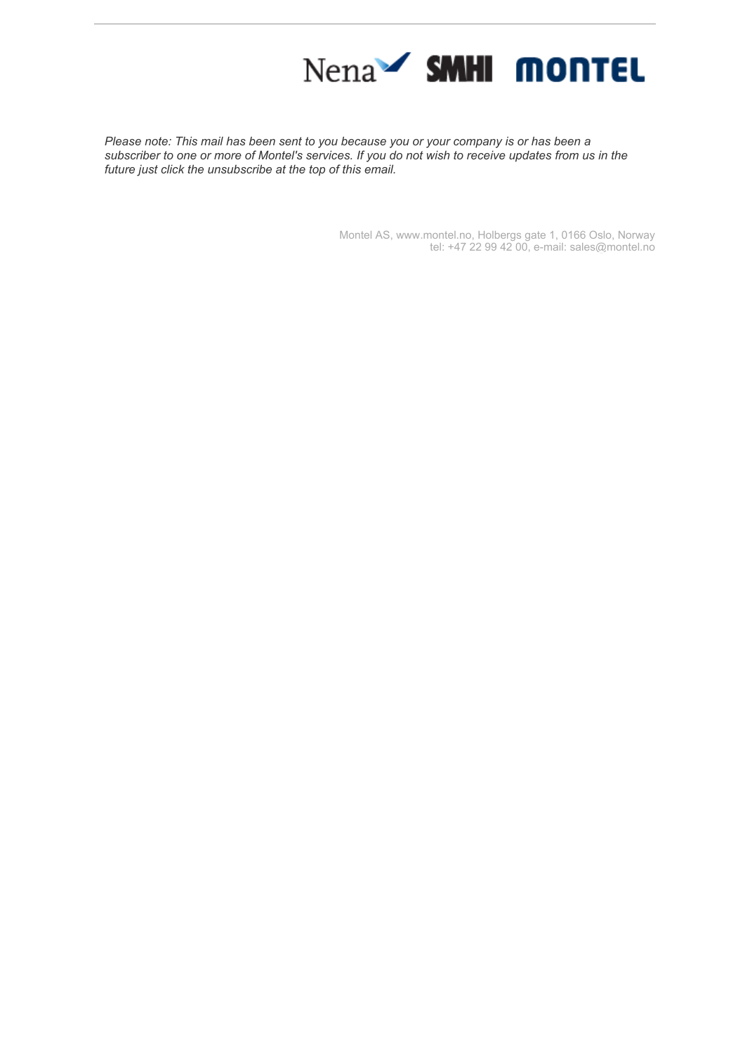Nena SMHI MONTEL

*Please note: This mail has been sent to you because you or your company is or has been a subscriber to one or more of Montel's services. If you do not wish to receive updates from us in the future just click the unsubscribe at the top of this email.*

Montel AS, www.montel.no, Holbergs gate 1, 0166 Oslo, Norway
tel: +47 22 99 42 00, e-mail: sales@montel.no